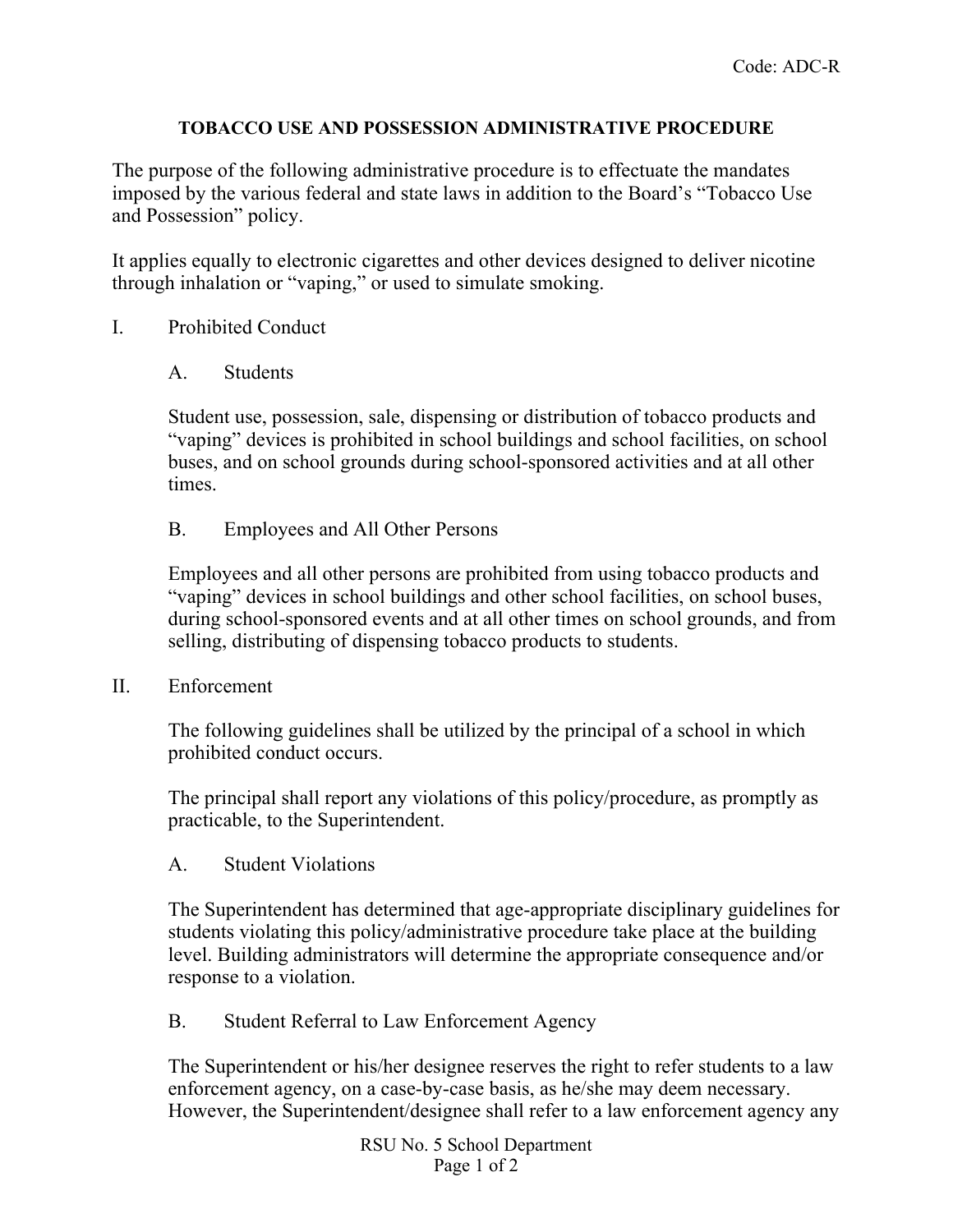Code: ADC-R

# TOBACCO USE AND POSSESSION ADMINISTRATIVE PROCEDURE

The purpose of the following administrative procedure is to effectuate the mandates imposed by the various federal and state laws in addition to the Board's "Tobacco Use and Possession" policy.

It applies equally to electronic cigarettes and other devices designed to deliver nicotine through inhalation or "vaping," or used to simulate smoking.

## I. Prohibited Conduct

### A. Students

Student use, possession, sale, dispensing or distribution of tobacco products and "vaping" devices is prohibited in school buildings and school facilities, on school buses, and on school grounds during school-sponsored activities and at all other times.

### B. Employees and All Other Persons

Employees and all other persons are prohibited from using tobacco products and "vaping" devices in school buildings and other school facilities, on school buses, during school-sponsored events and at all other times on school grounds, and from selling, distributing of dispensing tobacco products to students.

## II. Enforcement

The following guidelines shall be utilized by the principal of a school in which prohibited conduct occurs.

The principal shall report any violations of this policy/procedure, as promptly as practicable, to the Superintendent.

### A. Student Violations

The Superintendent has determined that age-appropriate disciplinary guidelines for students violating this policy/administrative procedure take place at the building level. Building administrators will determine the appropriate consequence and/or response to a violation.

### B. Student Referral to Law Enforcement Agency

The Superintendent or his/her designee reserves the right to refer students to a law enforcement agency, on a case-by-case basis, as he/she may deem necessary. However, the Superintendent/designee shall refer to a law enforcement agency any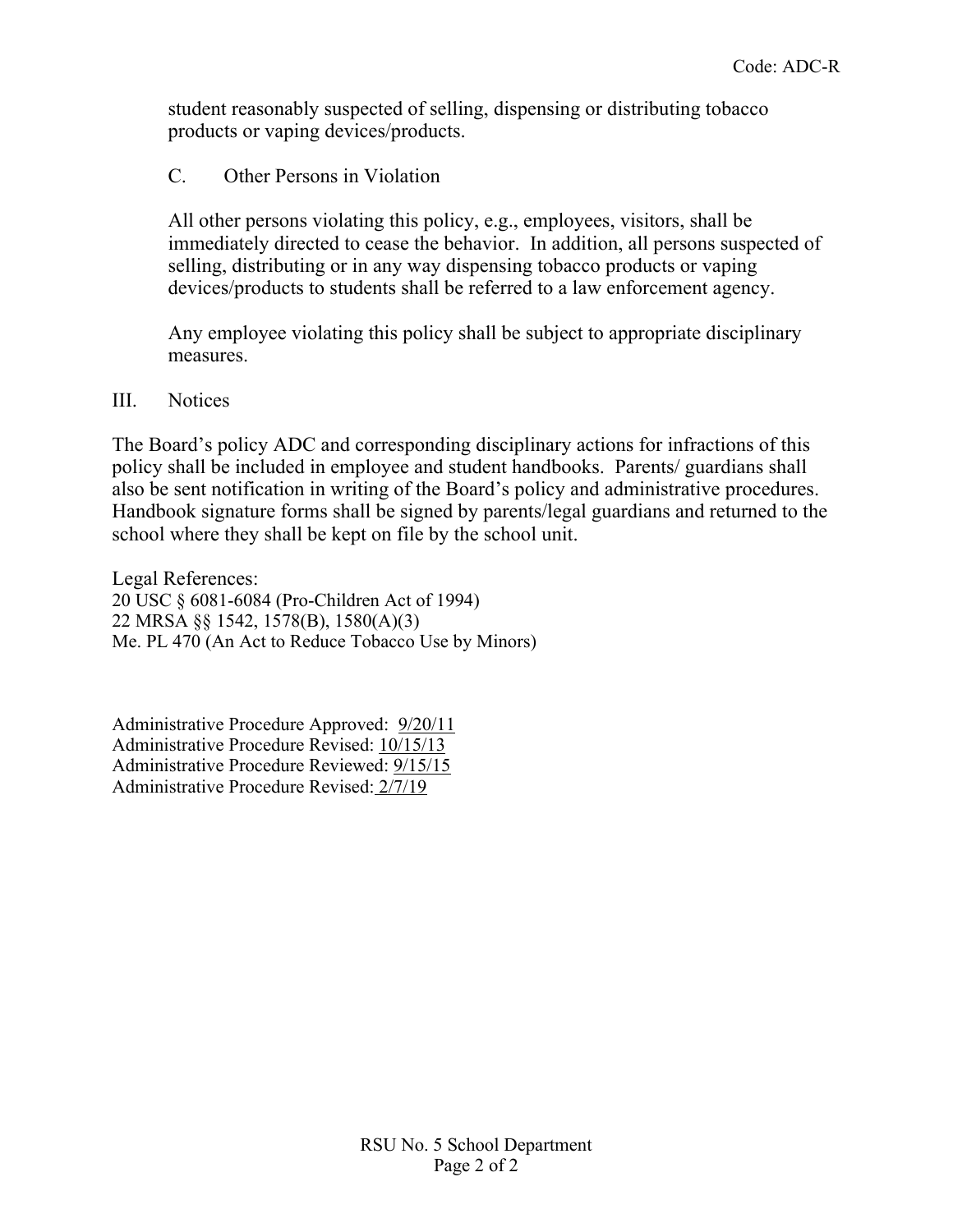student reasonably suspected of selling, dispensing or distributing tobacco products or vaping devices/products.

C. Other Persons in Violation

All other persons violating this policy, e.g., employees, visitors, shall be immediately directed to cease the behavior. In addition, all persons suspected of selling, distributing or in any way dispensing tobacco products or vaping devices/products to students shall be referred to a law enforcement agency.

Any employee violating this policy shall be subject to appropriate disciplinary measures.

## III. Notices

The Board's policy ADC and corresponding disciplinary actions for infractions of this policy shall be included in employee and student handbooks. Parents/ guardians shall also be sent notification in writing of the Board's policy and administrative procedures. Handbook signature forms shall be signed by parents/legal guardians and returned to the school where they shall be kept on file by the school unit.

Legal References:
20 USC § 6081-6084 (Pro-Children Act of 1994)
22 MRSA §§ 1542, 1578(B), 1580(A)(3)
Me. PL 470 (An Act to Reduce Tobacco Use by Minors)

Administrative Procedure Approved: 9/20/11
Administrative Procedure Revised: 10/15/13
Administrative Procedure Reviewed: 9/15/15
Administrative Procedure Revised: 2/7/19